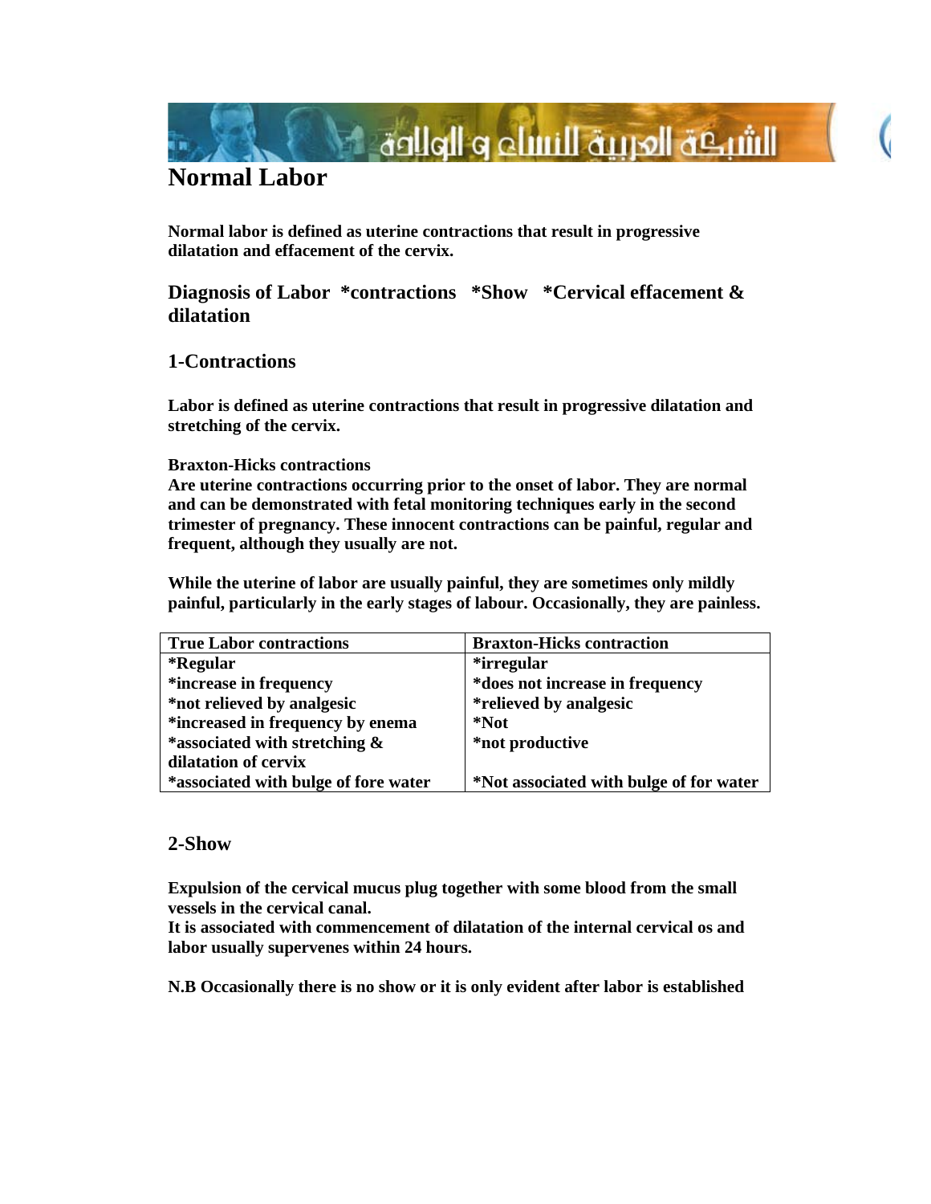# Normal Labor

**Normal labor is defined as uterine contractions that result in progressive dilatation and effacement of the cervix.**

## Diagnosis of Labor *contractions *Show *Cervical effacement & dilatation

## 1-Contractions

**Labor is defined as uterine contractions that result in progressive dilatation and stretching of the cervix.**

**Braxton-Hicks contractions**
**Are uterine contractions occurring prior to the onset of labor. They are normal and can be demonstrated with fetal monitoring techniques early in the second trimester of pregnancy. These innocent contractions can be painful, regular and frequent, although they usually are not.**

**While the uterine of labor are usually painful, they are sometimes only mildly painful, particularly in the early stages of labour. Occasionally, they are painless.**

| True Labor contractions | Braxton-Hicks contraction |
|---|---|
| *Regular | *irregular |
| *increase in frequency | *does not increase in frequency |
| *not relieved by analgesic | *relieved by analgesic |
| *increased in frequency by enema | *Not |
| *associated with stretching & dilatation of cervix | *not productive |
| *associated with bulge of fore water | *Not associated with bulge of for water |

## 2-Show

**Expulsion of the cervical mucus plug together with some blood from the small vessels in the cervical canal.**
**It is associated with commencement of dilatation of the internal cervical os and labor usually supervenes within 24 hours.**

**N.B Occasionally there is no show or it is only evident after labor is established**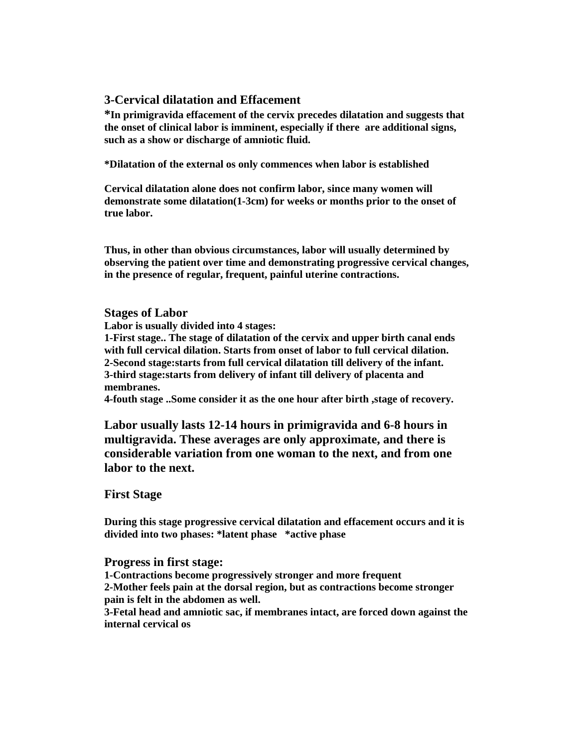### 3-Cervical dilatation and Effacement

**\*In primigravida effacement of the cervix precedes dilatation and suggests that the onset of clinical labor is imminent, especially if there are additional signs, such as a show or discharge of amniotic fluid.**

**\*Dilatation of the external os only commences when labor is established**

**Cervical dilatation alone does not confirm labor, since many women will demonstrate some dilatation(1-3cm) for weeks or months prior to the onset of true labor.**

**Thus, in other than obvious circumstances, labor will usually determined by observing the patient over time and demonstrating progressive cervical changes, in the presence of regular, frequent, painful uterine contractions.**

### Stages of Labor

**Labor is usually divided into 4 stages:**
**1-First stage.. The stage of dilatation of the cervix and upper birth canal ends with full cervical dilation. Starts from onset of labor to full cervical dilation.**
**2-Second stage:starts from full cervical dilatation till delivery of the infant.**
**3-third stage:starts from delivery of infant till delivery of placenta and membranes.**
**4-fouth stage ..Some consider it as the one hour after birth ,stage of recovery.**

**Labor usually lasts 12-14 hours in primigravida and 6-8 hours in multigravida. These averages are only approximate, and there is considerable variation from one woman to the next, and from one labor to the next.**

### First Stage

**During this stage progressive cervical dilatation and effacement occurs and it is divided into two phases: \*latent phase \*active phase**

### Progress in first stage:

**1-Contractions become progressively stronger and more frequent**
**2-Mother feels pain at the dorsal region, but as contractions become stronger pain is felt in the abdomen as well.**
**3-Fetal head and amniotic sac, if membranes intact, are forced down against the internal cervical os**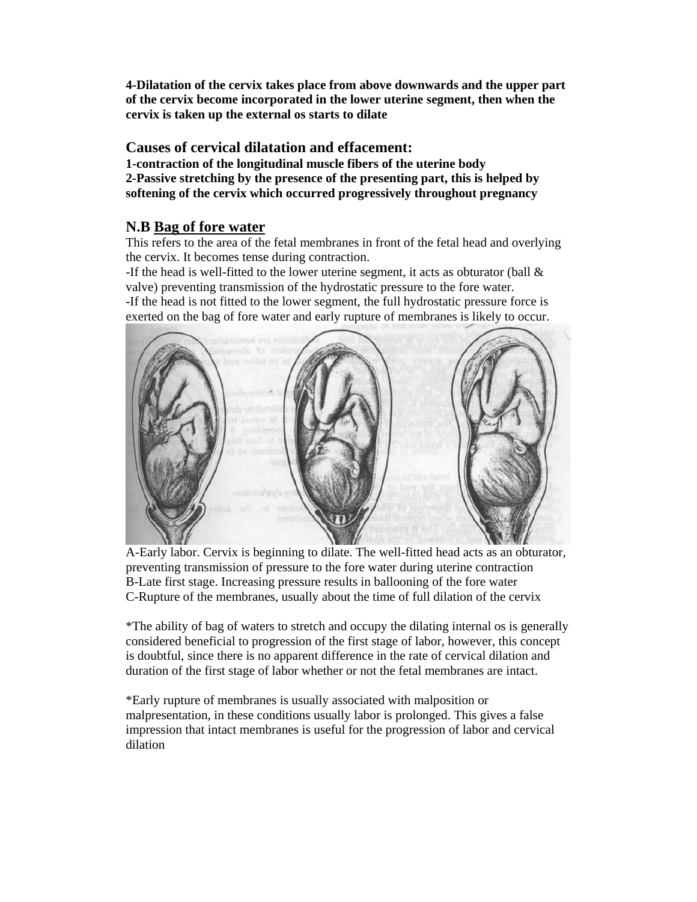**4-Dilatation of the cervix takes place from above downwards and the upper part of the cervix become incorporated in the lower uterine segment, then when the cervix is taken up the external os starts to dilate**

## Causes of cervical dilatation and effacement:

**1-contraction of the longitudinal muscle fibers of the uterine body**
**2-Passive stretching by the presence of the presenting part, this is helped by softening of the cervix which occurred progressively throughout pregnancy**

## N.B <u>Bag of fore water</u>

This refers to the area of the fetal membranes in front of the fetal head and overlying the cervix. It becomes tense during contraction.

-If the head is well-fitted to the lower uterine segment, it acts as obturator (ball & valve) preventing transmission of the hydrostatic pressure to the fore water.

-If the head is not fitted to the lower segment, the full hydrostatic pressure force is exerted on the bag of fore water and early rupture of membranes is likely to occur.

A-Early labor. Cervix is beginning to dilate. The well-fitted head acts as an obturator, preventing transmission of pressure to the fore water during uterine contraction
B-Late first stage. Increasing pressure results in ballooning of the fore water
C-Rupture of the membranes, usually about the time of full dilation of the cervix

*The ability of bag of waters to stretch and occupy the dilating internal os is generally considered beneficial to progression of the first stage of labor, however, this concept is doubtful, since there is no apparent difference in the rate of cervical dilation and duration of the first stage of labor whether or not the fetal membranes are intact.

*Early rupture of membranes is usually associated with malposition or malpresentation, in these conditions usually labor is prolonged. This gives a false impression that intact membranes is useful for the progression of labor and cervical dilation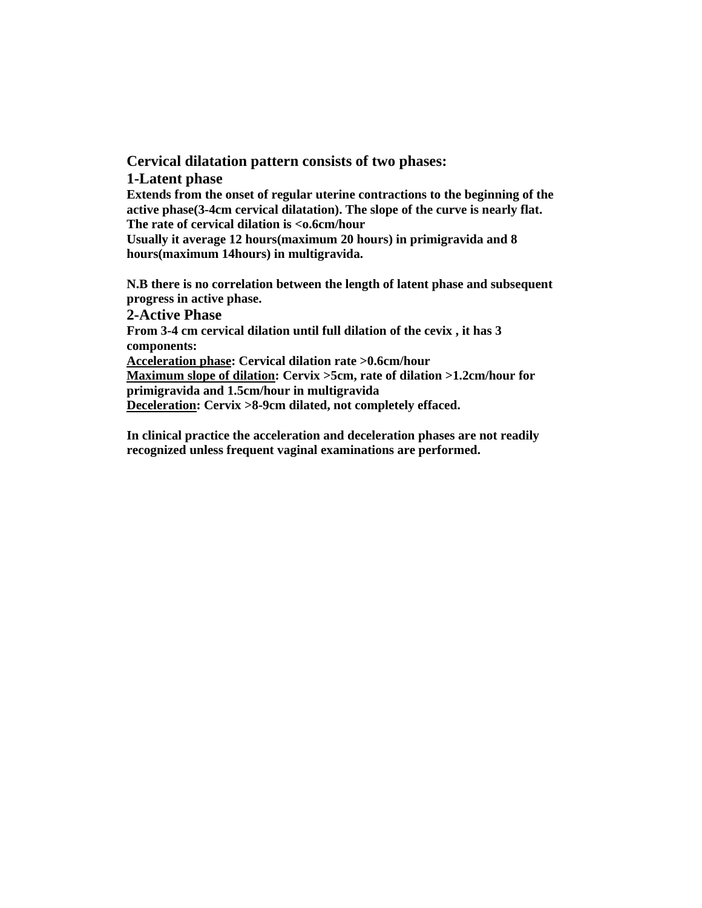## Cervical dilatation pattern consists of two phases:

### 1-Latent phase

**Extends from the onset of regular uterine contractions to the beginning of the active phase(3-4cm cervical dilatation). The slope of the curve is nearly flat. The rate of cervical dilation is <o.6cm/hour**

**Usually it average 12 hours(maximum 20 hours) in primigravida and 8 hours(maximum 14hours) in multigravida.**

**N.B there is no correlation between the length of latent phase and subsequent progress in active phase.**

### 2-Active Phase

**From 3-4 cm cervical dilation until full dilation of the cevix , it has 3 components:**

**<u>Acceleration phase</u>: Cervical dilation rate >0.6cm/hour**

**<u>Maximum slope of dilation</u>: Cervix >5cm, rate of dilation >1.2cm/hour for primigravida and 1.5cm/hour in multigravida**

**<u>Deceleration</u>: Cervix >8-9cm dilated, not completely effaced.**

**In clinical practice the acceleration and deceleration phases are not readily recognized unless frequent vaginal examinations are performed.**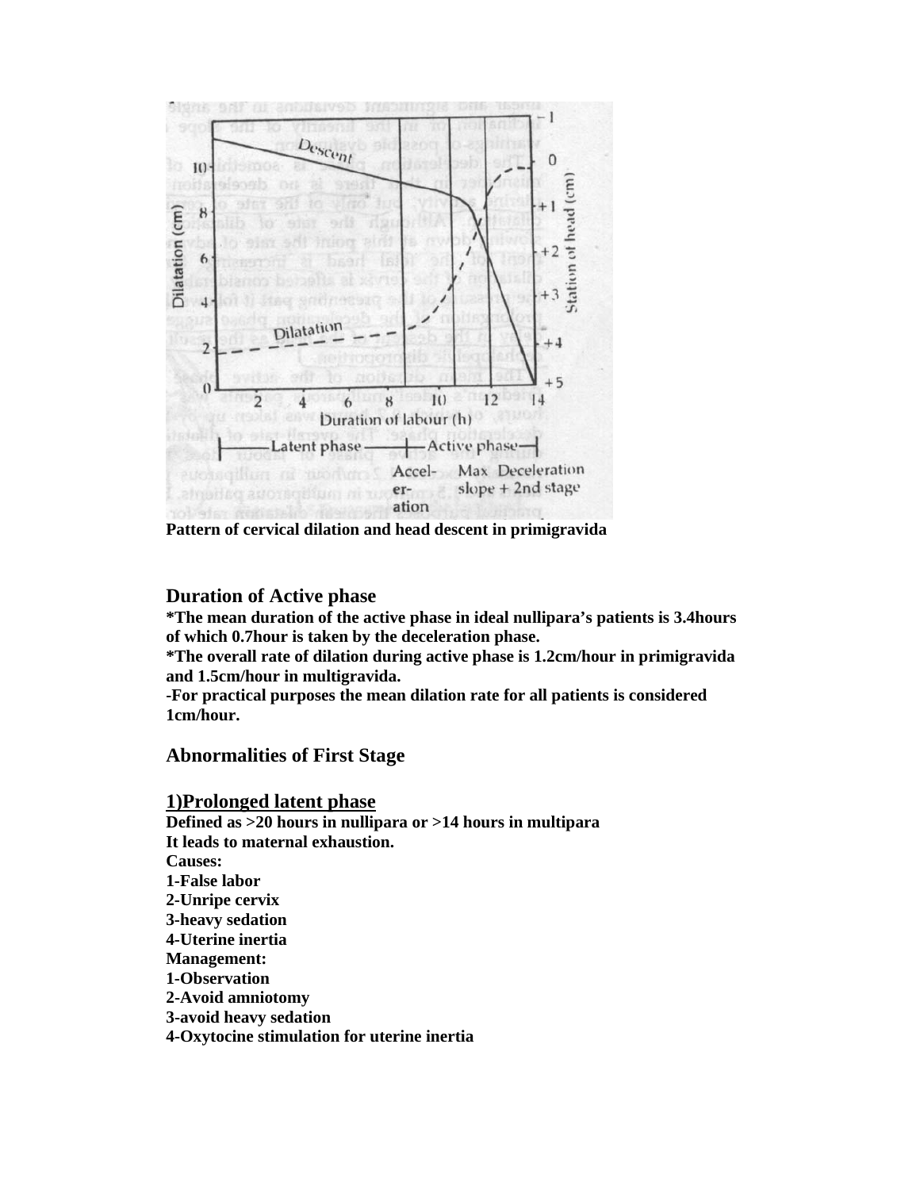Pattern of cervical dilation and head descent in primigravida

## Duration of Active phase

**\*The mean duration of the active phase in ideal nullipara's patients is 3.4hours of which 0.7hour is taken by the deceleration phase.**

**\*The overall rate of dilation during active phase is 1.2cm/hour in primigravida and 1.5cm/hour in multigravida.**

**-For practical purposes the mean dilation rate for all patients is considered 1cm/hour.**

## Abnormalities of First Stage

### 1)Prolonged latent phase

**Defined as >20 hours in nullipara or >14 hours in multipara**
**It leads to maternal exhaustion.**

**Causes:**
**1-False labor**
**2-Unripe cervix**
**3-heavy sedation**
**4-Uterine inertia**

**Management:**
**1-Observation**
**2-Avoid amniotomy**
**3-avoid heavy sedation**
**4-Oxytocine stimulation for uterine inertia**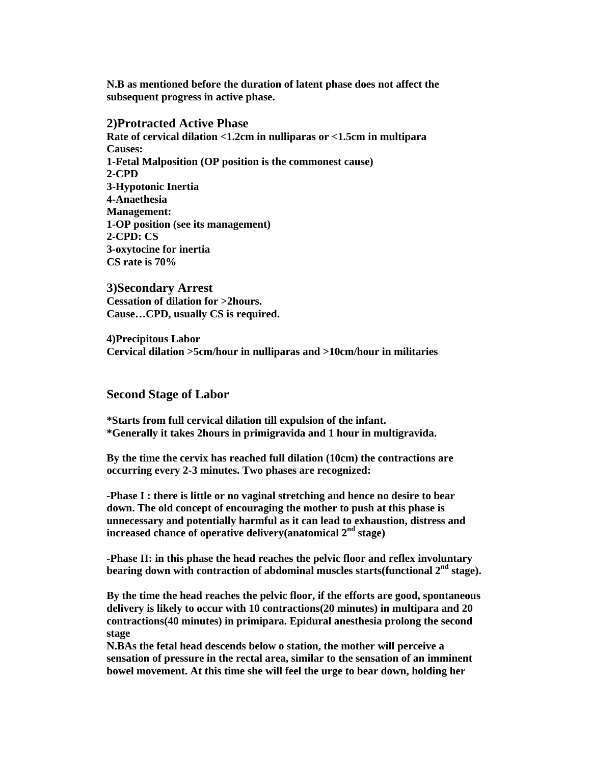**N.B as mentioned before the duration of latent phase does not affect the subsequent progress in active phase.**

## 2)Protracted Active Phase

**Rate of cervical dilation <1.2cm in nulliparas or <1.5cm in multipara**
**Causes:**
**1-Fetal Malposition (OP position is the commonest cause)**
**2-CPD**
**3-Hypotonic Inertia**
**4-Anaethesia**
**Management:**
**1-OP position (see its management)**
**2-CPD: CS**
**3-oxytocine for inertia**
**CS rate is 70%**

## 3)Secondary Arrest

**Cessation of dilation for >2hours.**
**Cause…CPD, usually CS is required.**

**4)Precipitous Labor**
**Cervical dilation >5cm/hour in nulliparas and >10cm/hour in militaries**

## Second Stage of Labor

**\*Starts from full cervical dilation till expulsion of the infant.**
**\*Generally it takes 2hours in primigravida and 1 hour in multigravida.**

**By the time the cervix has reached full dilation (10cm) the contractions are occurring every 2-3 minutes. Two phases are recognized:**

**-Phase I : there is little or no vaginal stretching and hence no desire to bear down. The old concept of encouraging the mother to push at this phase is unnecessary and potentially harmful as it can lead to exhaustion, distress and increased chance of operative delivery(anatomical 2nd stage)**

**-Phase II: in this phase the head reaches the pelvic floor and reflex involuntary bearing down with contraction of abdominal muscles starts(functional 2nd stage).**

**By the time the head reaches the pelvic floor, if the efforts are good, spontaneous delivery is likely to occur with 10 contractions(20 minutes) in multipara and 20 contractions(40 minutes) in primipara. Epidural anesthesia prolong the second stage**
**N.BAs the fetal head descends below o station, the mother will perceive a sensation of pressure in the rectal area, similar to the sensation of an imminent bowel movement. At this time she will feel the urge to bear down, holding her**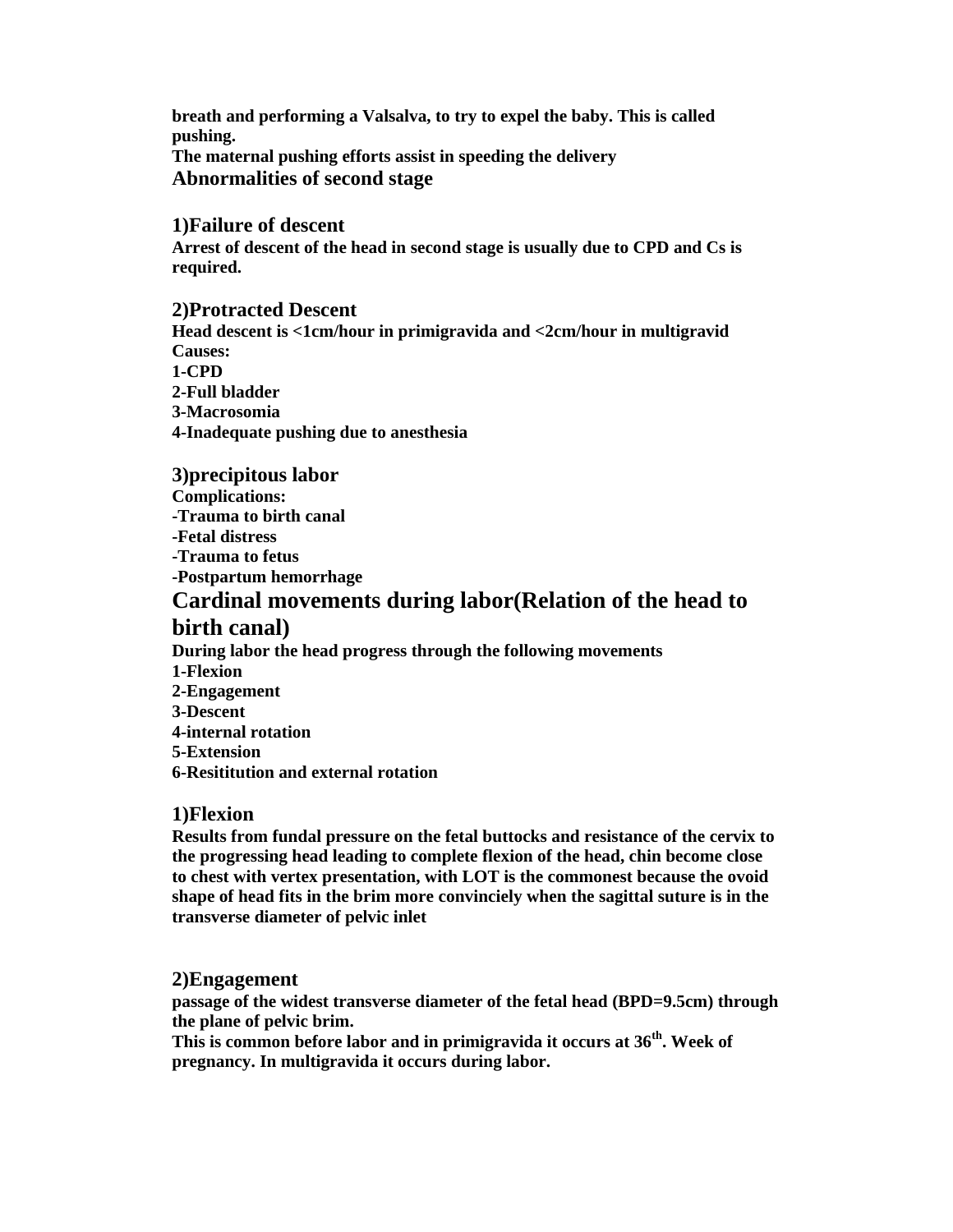**breath and performing a Valsalva, to try to expel the baby. This is called pushing.**
**The maternal pushing efforts assist in speeding the delivery**

## Abnormalities of second stage

### 1)Failure of descent

**Arrest of descent of the head in second stage is usually due to CPD and Cs is required.**

### 2)Protracted Descent

**Head descent is <1cm/hour in primigravida and <2cm/hour in multigravid**
**Causes:**
**1-CPD**
**2-Full bladder**
**3-Macrosomia**
**4-Inadequate pushing due to anesthesia**

### 3)precipitous labor

**Complications:**
**-Trauma to birth canal**
**-Fetal distress**
**-Trauma to fetus**
**-Postpartum hemorrhage**

## Cardinal movements during labor(Relation of the head to birth canal)

**During labor the head progress through the following movements**
**1-Flexion**
**2-Engagement**
**3-Descent**
**4-internal rotation**
**5-Extension**
**6-Resititution and external rotation**

### 1)Flexion

**Results from fundal pressure on the fetal buttocks and resistance of the cervix to the progressing head leading to complete flexion of the head, chin become close to chest with vertex presentation, with LOT is the commonest because the ovoid shape of head fits in the brim more convinciely when the sagittal suture is in the transverse diameter of pelvic inlet**

### 2)Engagement

**passage of the widest transverse diameter of the fetal head (BPD=9.5cm) through the plane of pelvic brim.**
**This is common before labor and in primigravida it occurs at 36th. Week of pregnancy. In multigravida it occurs during labor.**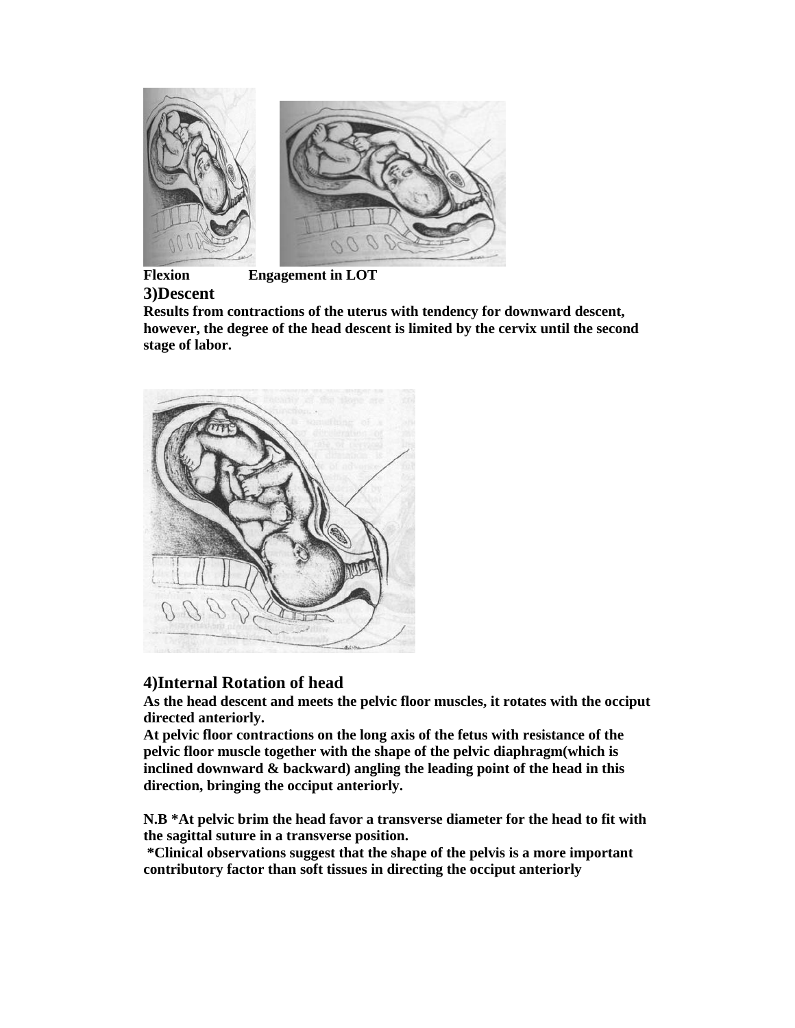**Flexion Engagement in LOT**

### 3)Descent

**Results from contractions of the uterus with tendency for downward descent, however, the degree of the head descent is limited by the cervix until the second stage of labor.**

### 4)Internal Rotation of head

**As the head descent and meets the pelvic floor muscles, it rotates with the occiput directed anteriorly.**

**At pelvic floor contractions on the long axis of the fetus with resistance of the pelvic floor muscle together with the shape of the pelvic diaphragm(which is inclined downward & backward) angling the leading point of the head in this direction, bringing the occiput anteriorly.**

**N.B *At pelvic brim the head favor a transverse diameter for the head to fit with the sagittal suture in a transverse position.**

**\*Clinical observations suggest that the shape of the pelvis is a more important contributory factor than soft tissues in directing the occiput anteriorly**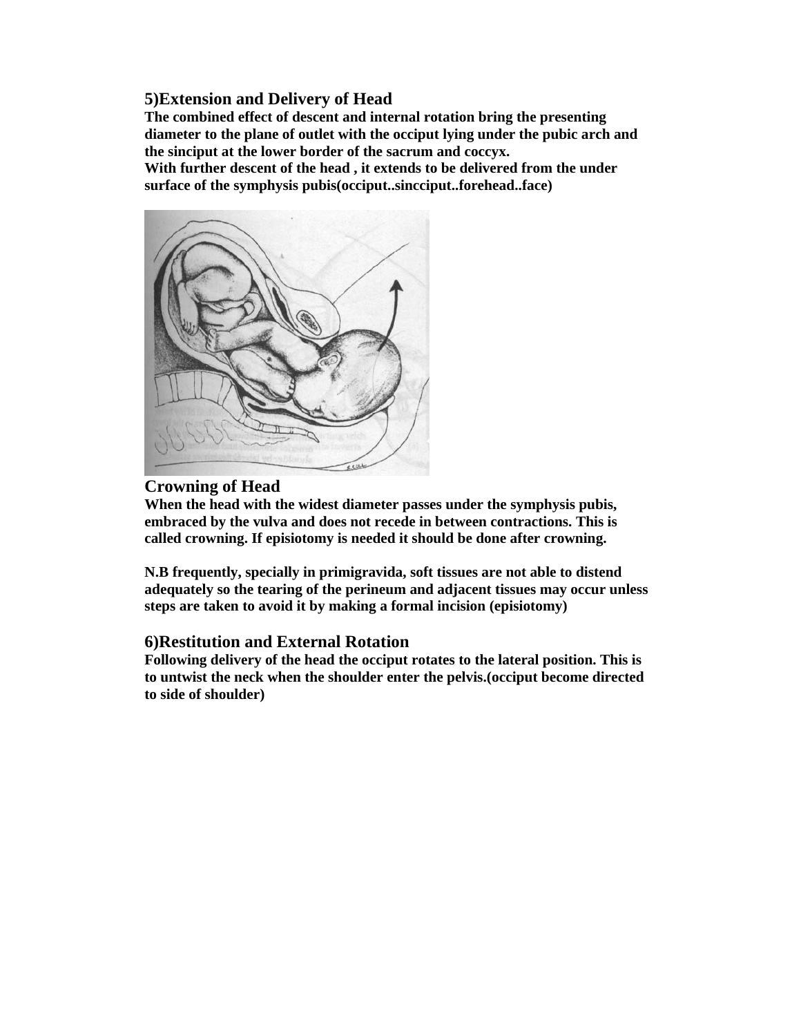## 5)Extension and Delivery of Head

**The combined effect of descent and internal rotation bring the presenting diameter to the plane of outlet with the occiput lying under the pubic arch and the sinciput at the lower border of the sacrum and coccyx.**
**With further descent of the head , it extends to be delivered from the under surface of the symphysis pubis(occiput..sincciput..forehead..face)**

## Crowning of Head

**When the head with the widest diameter passes under the symphysis pubis, embraced by the vulva and does not recede in between contractions. This is called crowning. If episiotomy is needed it should be done after crowning.**

**N.B frequently, specially in primigravida, soft tissues are not able to distend adequately so the tearing of the perineum and adjacent tissues may occur unless steps are taken to avoid it by making a formal incision (episiotomy)**

## 6)Restitution and External Rotation

**Following delivery of the head the occiput rotates to the lateral position. This is to untwist the neck when the shoulder enter the pelvis.(occiput become directed to side of shoulder)**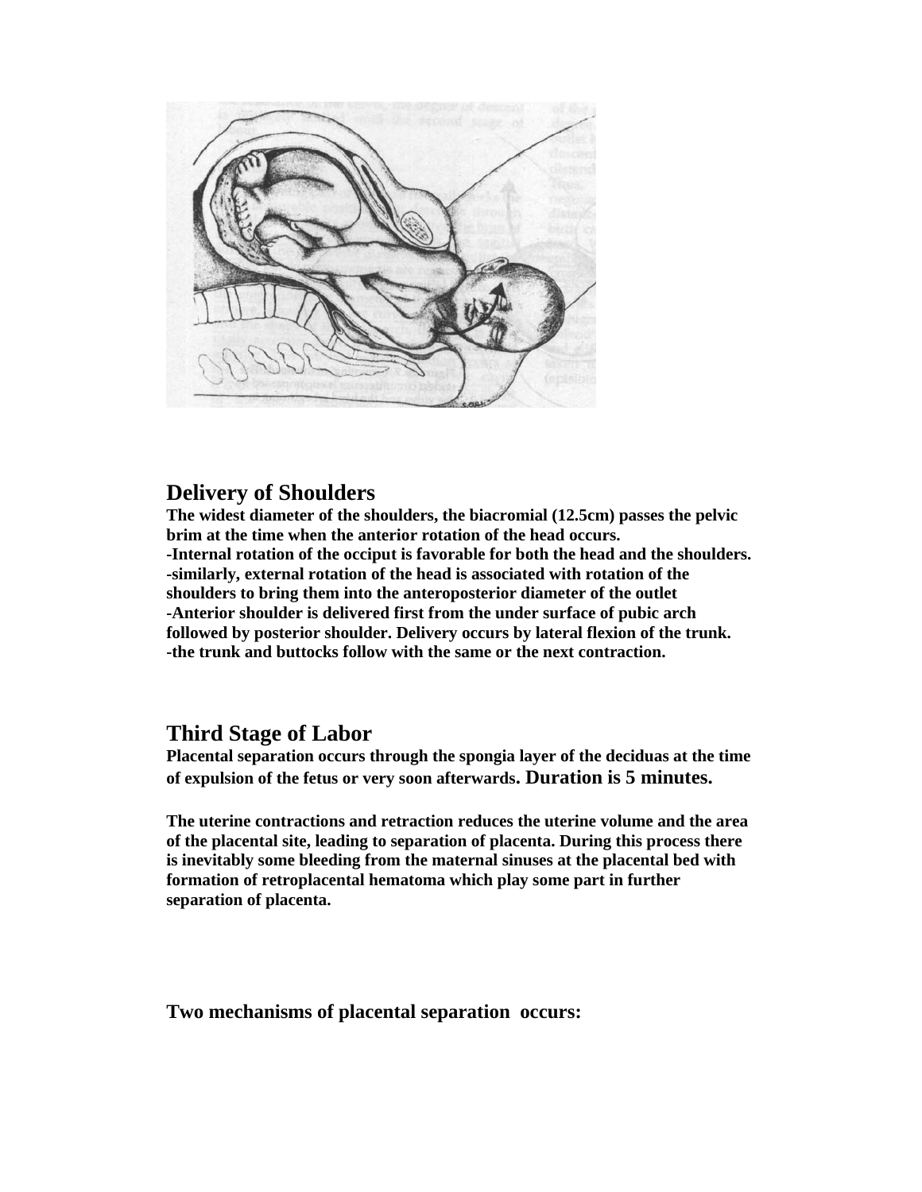## Delivery of Shoulders

**The widest diameter of the shoulders, the biacromial (12.5cm) passes the pelvic brim at the time when the anterior rotation of the head occurs.**
**-Internal rotation of the occiput is favorable for both the head and the shoulders.**
**-similarly, external rotation of the head is associated with rotation of the shoulders to bring them into the anteroposterior diameter of the outlet**
**-Anterior shoulder is delivered first from the under surface of pubic arch followed by posterior shoulder. Delivery occurs by lateral flexion of the trunk.**
**-the trunk and buttocks follow with the same or the next contraction.**

## Third Stage of Labor

**Placental separation occurs through the spongia layer of the deciduas at the time of expulsion of the fetus or very soon afterwards. Duration is 5 minutes.**

**The uterine contractions and retraction reduces the uterine volume and the area of the placental site, leading to separation of placenta. During this process there is inevitably some bleeding from the maternal sinuses at the placental bed with formation of retroplacental hematoma which play some part in further separation of placenta.**

**Two mechanisms of placental separation occurs:**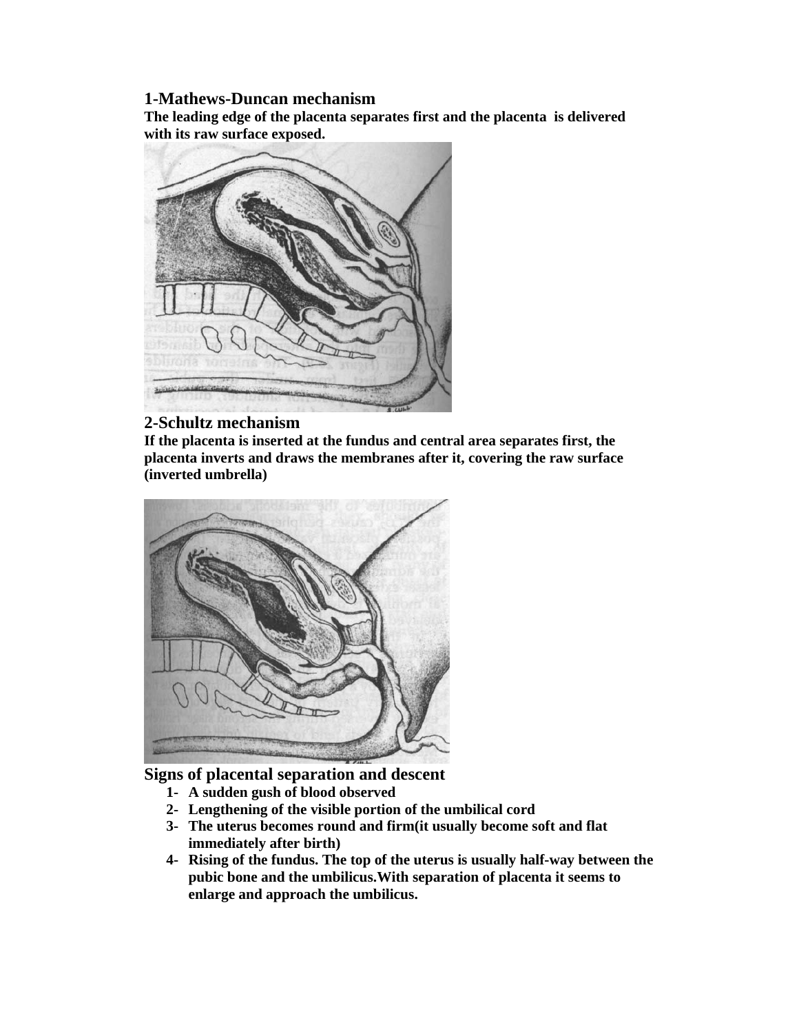## 1-Mathews-Duncan mechanism

**The leading edge of the placenta separates first and the placenta is delivered with its raw surface exposed.**

## 2-Schultz mechanism

**If the placenta is inserted at the fundus and central area separates first, the placenta inverts and draws the membranes after it, covering the raw surface (inverted umbrella)**

## Signs of placental separation and descent

1- **A sudden gush of blood observed**
2- **Lengthening of the visible portion of the umbilical cord**
3- **The uterus becomes round and firm(it usually become soft and flat immediately after birth)**
4- **Rising of the fundus. The top of the uterus is usually half-way between the pubic bone and the umbilicus.With separation of placenta it seems to enlarge and approach the umbilicus.**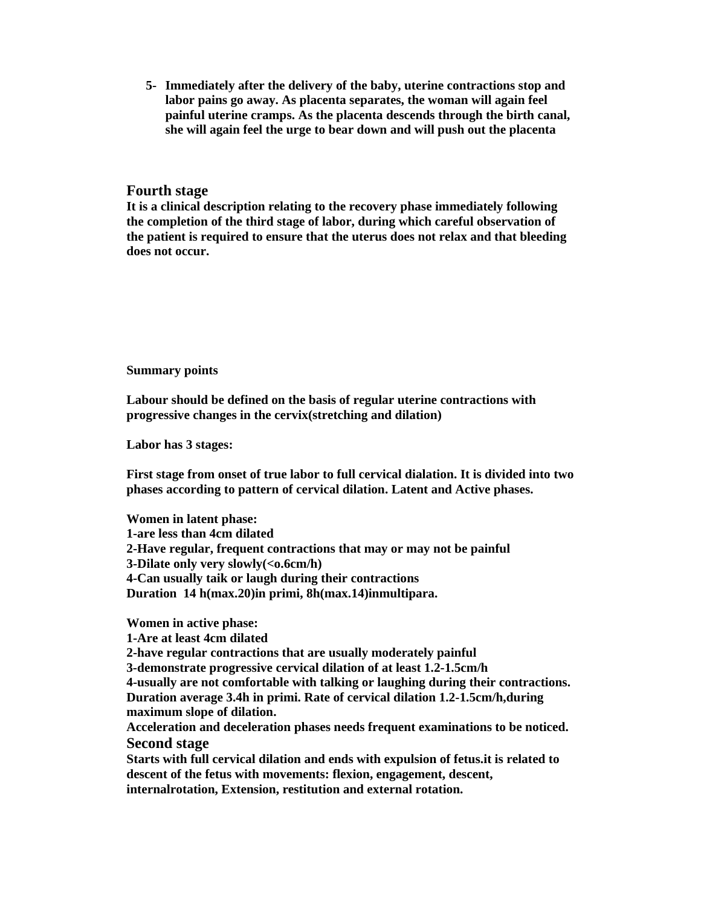5- **Immediately after the delivery of the baby, uterine contractions stop and labor pains go away. As placenta separates, the woman will again feel painful uterine cramps. As the placenta descends through the birth canal, she will again feel the urge to bear down and will push out the placenta**

## Fourth stage

**It is a clinical description relating to the recovery phase immediately following the completion of the third stage of labor, during which careful observation of the patient is required to ensure that the uterus does not relax and that bleeding does not occur.**

**Summary points**

**Labour should be defined on the basis of regular uterine contractions with progressive changes in the cervix(stretching and dilation)**

**Labor has 3 stages:**

**First stage from onset of true labor to full cervical dialation. It is divided into two phases according to pattern of cervical dilation. Latent and Active phases.**

**Women in latent phase:**
**1-are less than 4cm dilated**
**2-Have regular, frequent contractions that may or may not be painful**
**3-Dilate only very slowly(<o.6cm/h)**
**4-Can usually taik or laugh during their contractions**
**Duration 14 h(max.20)in primi, 8h(max.14)inmultipara.**

**Women in active phase:**
**1-Are at least 4cm dilated**
**2-have regular contractions that are usually moderately painful**
**3-demonstrate progressive cervical dilation of at least 1.2-1.5cm/h**
**4-usually are not comfortable with talking or laughing during their contractions.**
**Duration average 3.4h in primi. Rate of cervical dilation 1.2-1.5cm/h,during maximum slope of dilation.**
**Acceleration and deceleration phases needs frequent examinations to be noticed.**

## Second stage

**Starts with full cervical dilation and ends with expulsion of fetus.it is related to descent of the fetus with movements: flexion, engagement, descent, internalrotation, Extension, restitution and external rotation.**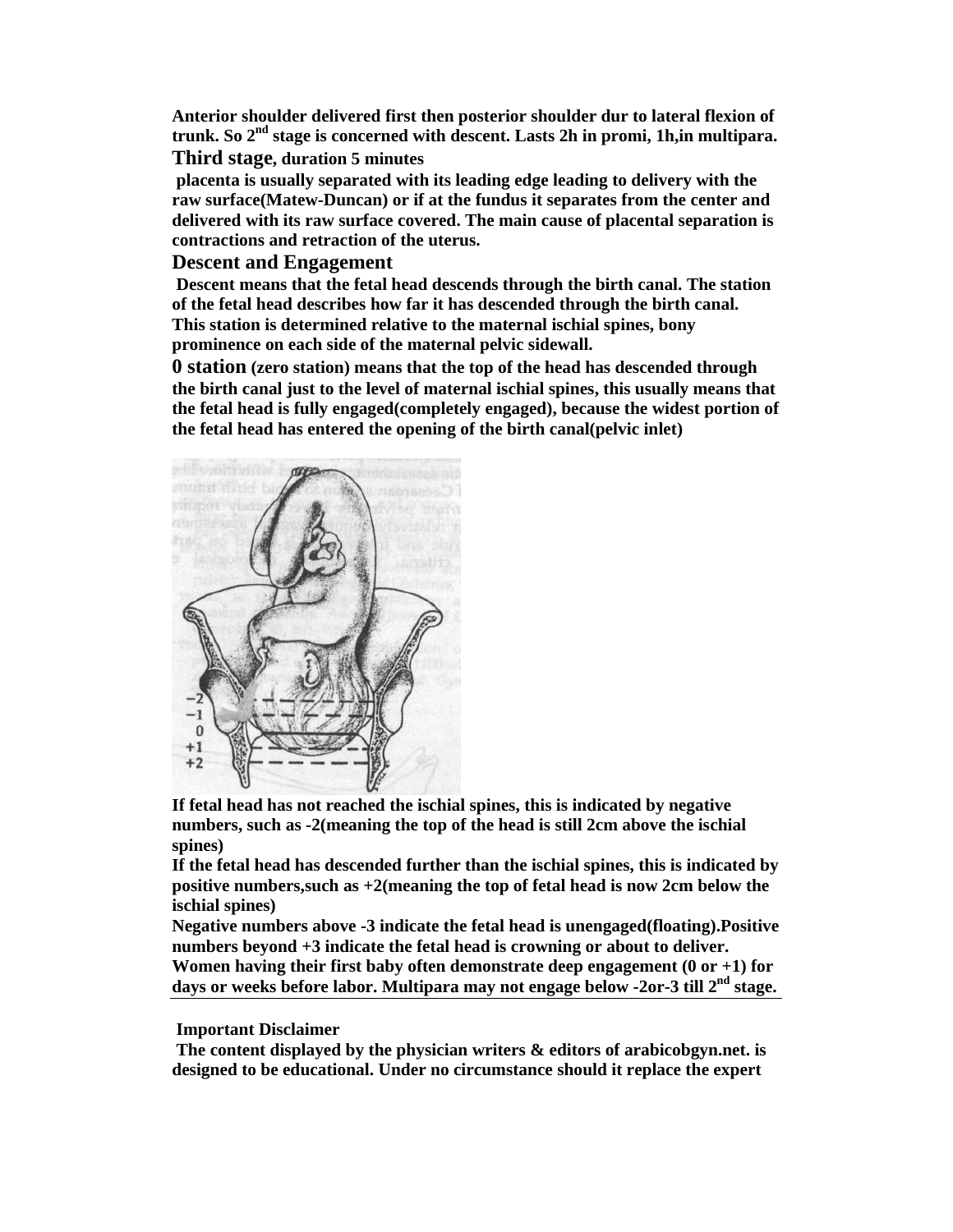**Anterior shoulder delivered first then posterior shoulder dur to lateral flexion of trunk. So 2nd stage is concerned with descent. Lasts 2h in promi, 1h,in multipara.**

### Third stage, duration 5 minutes

**placenta is usually separated with its leading edge leading to delivery with the raw surface(Matew-Duncan) or if at the fundus it separates from the center and delivered with its raw surface covered. The main cause of placental separation is contractions and retraction of the uterus.**

### Descent and Engagement

**Descent means that the fetal head descends through the birth canal. The station of the fetal head describes how far it has descended through the birth canal. This station is determined relative to the maternal ischial spines, bony prominence on each side of the maternal pelvic sidewall.**

**0 station (zero station) means that the top of the head has descended through the birth canal just to the level of maternal ischial spines, this usually means that the fetal head is fully engaged(completely engaged), because the widest portion of the fetal head has entered the opening of the birth canal(pelvic inlet)**

**If fetal head has not reached the ischial spines, this is indicated by negative numbers, such as -2(meaning the top of the head is still 2cm above the ischial spines)**

**If the fetal head has descended further than the ischial spines, this is indicated by positive numbers,such as +2(meaning the top of fetal head is now 2cm below the ischial spines)**

**Negative numbers above -3 indicate the fetal head is unengaged(floating).Positive numbers beyond +3 indicate the fetal head is crowning or about to deliver.**

**Women having their first baby often demonstrate deep engagement (0 or +1) for days or weeks before labor. Multipara may not engage below -2or-3 till 2nd stage.**

---

**Important Disclaimer**

**The content displayed by the physician writers & editors of arabicobgyn.net. is designed to be educational. Under no circumstance should it replace the expert**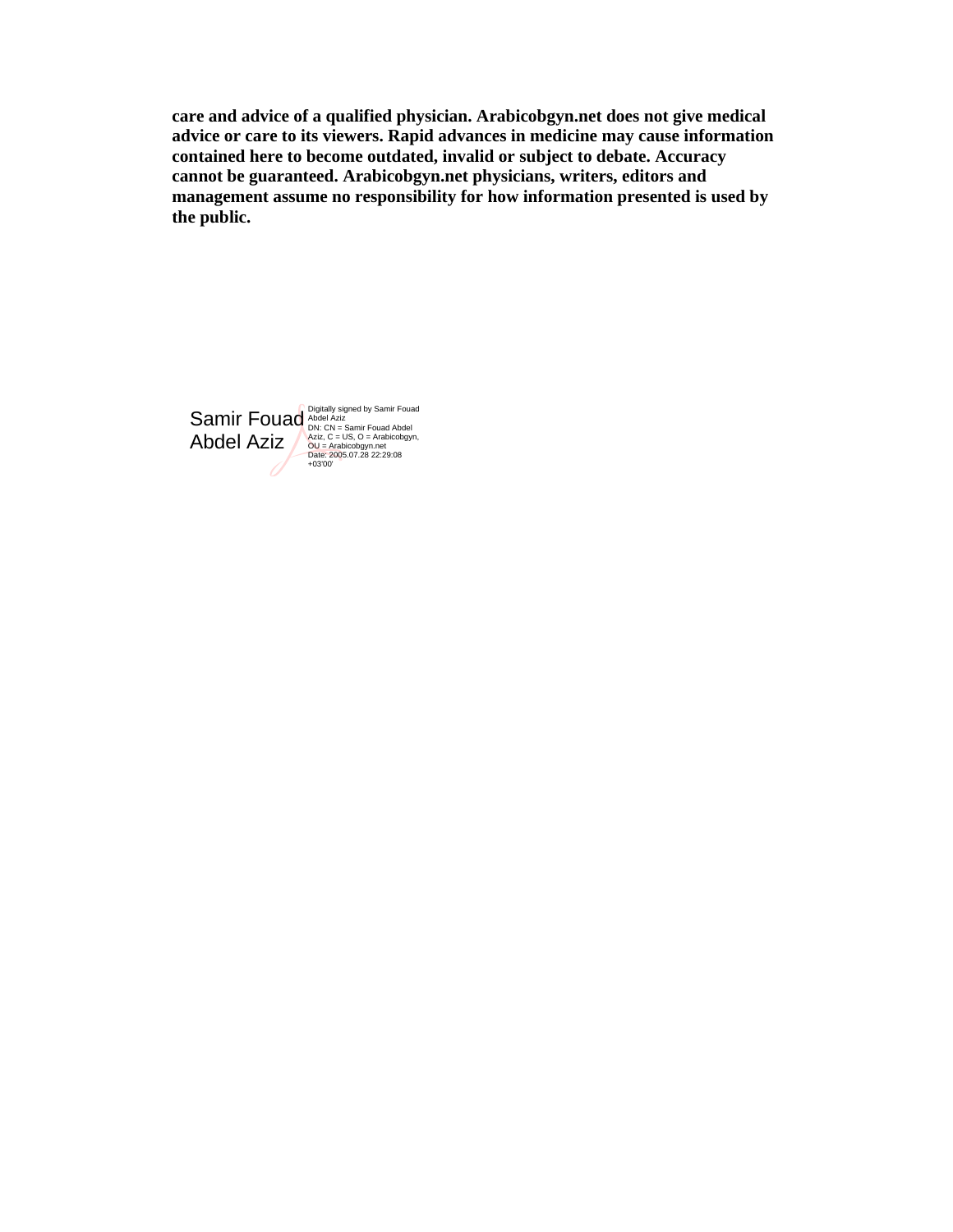**care and advice of a qualified physician. Arabicobgyn.net does not give medical advice or care to its viewers. Rapid advances in medicine may cause information contained here to become outdated, invalid or subject to debate. Accuracy cannot be guaranteed. Arabicobgyn.net physicians, writers, editors and management assume no responsibility for how information presented is used by the public.**

Samir Fouad Abdel Aziz

Digitally signed by Samir Fouad Abdel Aziz
DN: CN = Samir Fouad Abdel Aziz, C = US, O = Arabicobgyn, OU = Arabicobgyn.net
Date: 2005.07.28 22:29:08 +03'00'